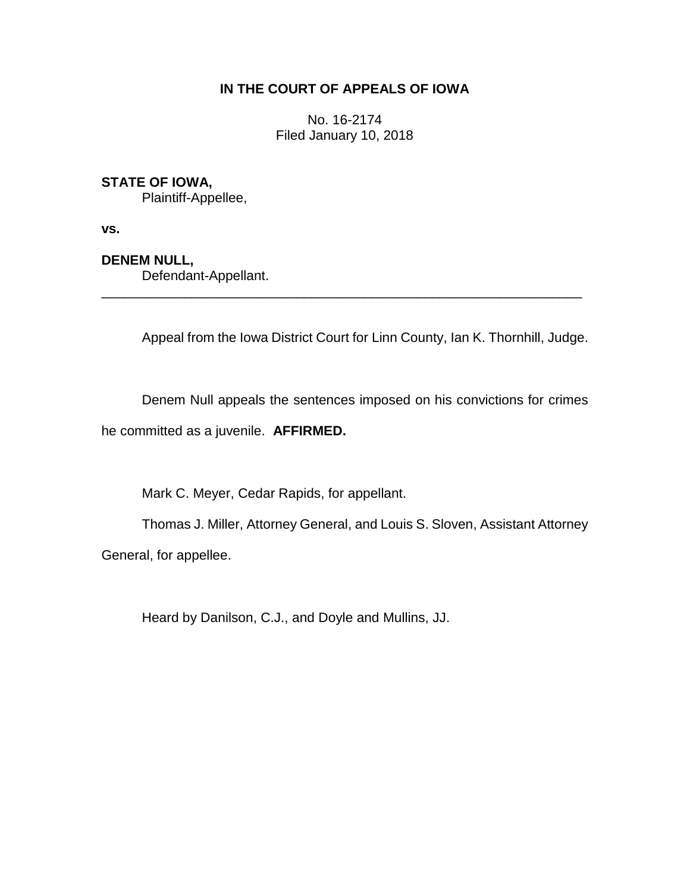**IN THE COURT OF APPEALS OF IOWA**

No. 16-2174
Filed January 10, 2018

**STATE OF IOWA,**
Plaintiff-Appellee,

**vs.**

**DENEM NULL,**
Defendant-Appellant.

---

Appeal from the Iowa District Court for Linn County, Ian K. Thornhill, Judge.

Denem Null appeals the sentences imposed on his convictions for crimes he committed as a juvenile. **AFFIRMED.**

Mark C. Meyer, Cedar Rapids, for appellant.

Thomas J. Miller, Attorney General, and Louis S. Sloven, Assistant Attorney General, for appellee.

Heard by Danilson, C.J., and Doyle and Mullins, JJ.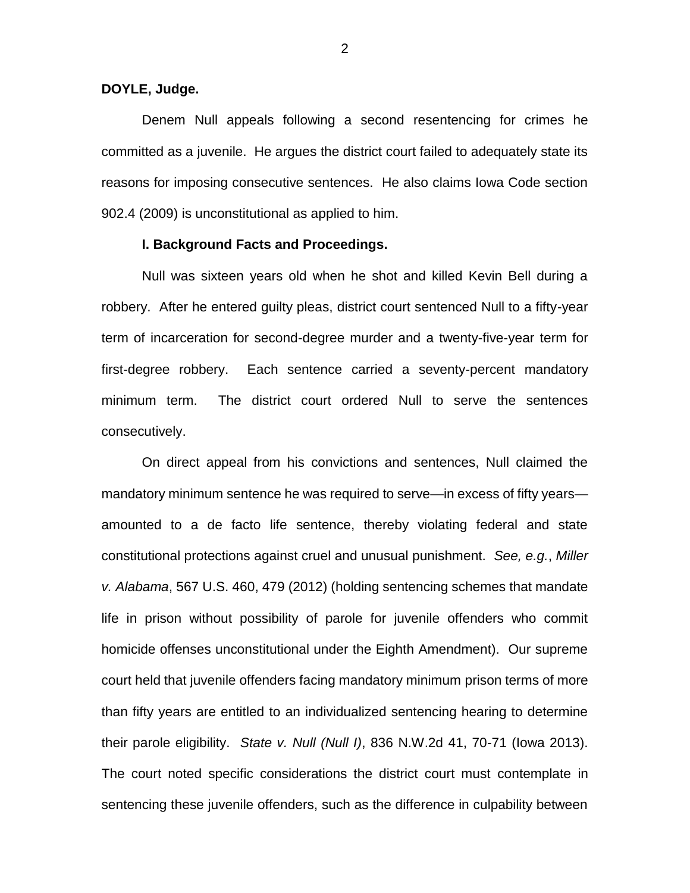**DOYLE, Judge.**

Denem Null appeals following a second resentencing for crimes he committed as a juvenile. He argues the district court failed to adequately state its reasons for imposing consecutive sentences. He also claims Iowa Code section 902.4 (2009) is unconstitutional as applied to him.

**I. Background Facts and Proceedings.**

Null was sixteen years old when he shot and killed Kevin Bell during a robbery. After he entered guilty pleas, district court sentenced Null to a fifty-year term of incarceration for second-degree murder and a twenty-five-year term for first-degree robbery. Each sentence carried a seventy-percent mandatory minimum term. The district court ordered Null to serve the sentences consecutively.

On direct appeal from his convictions and sentences, Null claimed the mandatory minimum sentence he was required to serve—in excess of fifty years—amounted to a de facto life sentence, thereby violating federal and state constitutional protections against cruel and unusual punishment. *See, e.g.*, *Miller v. Alabama*, 567 U.S. 460, 479 (2012) (holding sentencing schemes that mandate life in prison without possibility of parole for juvenile offenders who commit homicide offenses unconstitutional under the Eighth Amendment). Our supreme court held that juvenile offenders facing mandatory minimum prison terms of more than fifty years are entitled to an individualized sentencing hearing to determine their parole eligibility. *State v. Null (Null I)*, 836 N.W.2d 41, 70-71 (Iowa 2013). The court noted specific considerations the district court must contemplate in sentencing these juvenile offenders, such as the difference in culpability between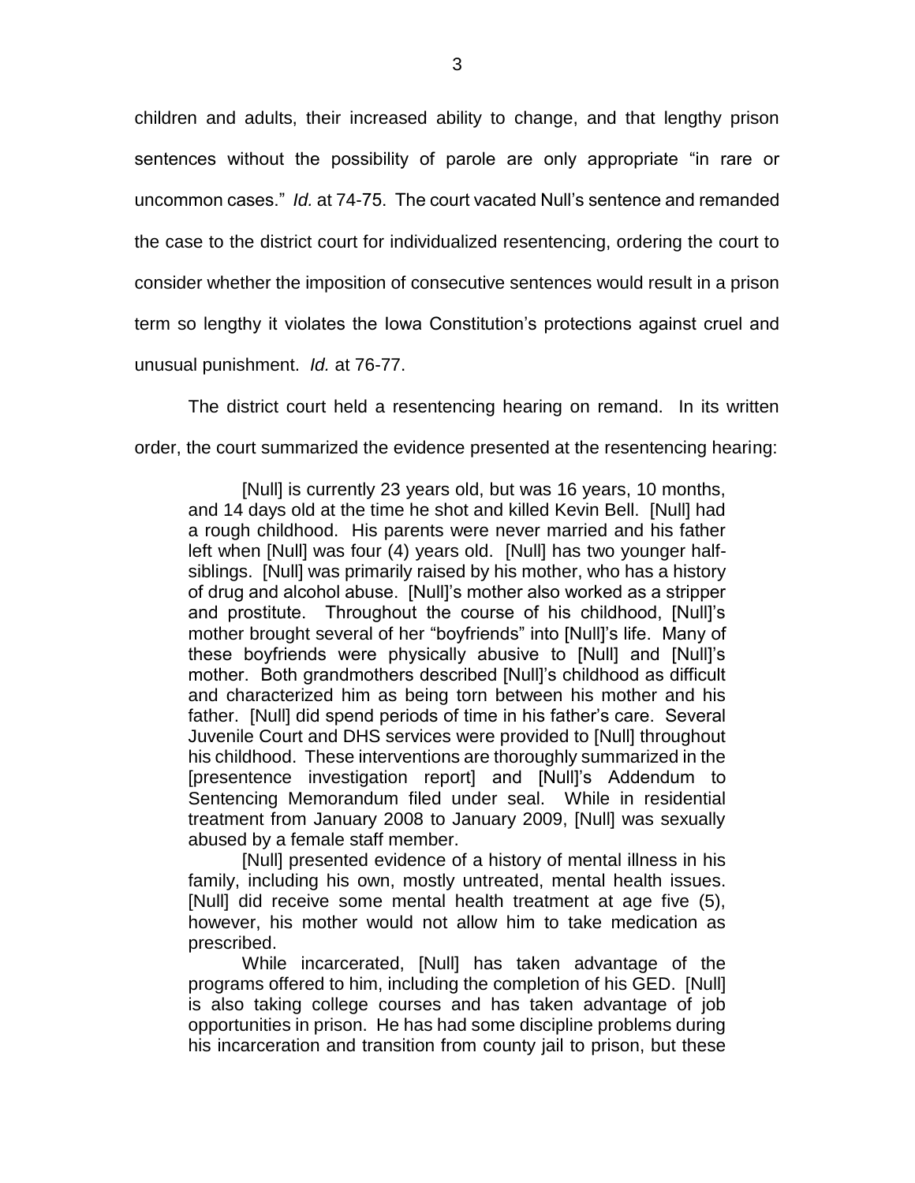children and adults, their increased ability to change, and that lengthy prison sentences without the possibility of parole are only appropriate "in rare or uncommon cases." *Id.* at 74-75. The court vacated Null's sentence and remanded the case to the district court for individualized resentencing, ordering the court to consider whether the imposition of consecutive sentences would result in a prison term so lengthy it violates the Iowa Constitution's protections against cruel and unusual punishment. *Id.* at 76-77.

The district court held a resentencing hearing on remand. In its written order, the court summarized the evidence presented at the resentencing hearing:

> [Null] is currently 23 years old, but was 16 years, 10 months, and 14 days old at the time he shot and killed Kevin Bell. [Null] had a rough childhood. His parents were never married and his father left when [Null] was four (4) years old. [Null] has two younger half-siblings. [Null] was primarily raised by his mother, who has a history of drug and alcohol abuse. [Null]'s mother also worked as a stripper and prostitute. Throughout the course of his childhood, [Null]'s mother brought several of her "boyfriends" into [Null]'s life. Many of these boyfriends were physically abusive to [Null] and [Null]'s mother. Both grandmothers described [Null]'s childhood as difficult and characterized him as being torn between his mother and his father. [Null] did spend periods of time in his father's care. Several Juvenile Court and DHS services were provided to [Null] throughout his childhood. These interventions are thoroughly summarized in the [presentence investigation report] and [Null]'s Addendum to Sentencing Memorandum filed under seal. While in residential treatment from January 2008 to January 2009, [Null] was sexually abused by a female staff member.
>
> [Null] presented evidence of a history of mental illness in his family, including his own, mostly untreated, mental health issues. [Null] did receive some mental health treatment at age five (5), however, his mother would not allow him to take medication as prescribed.
>
> While incarcerated, [Null] has taken advantage of the programs offered to him, including the completion of his GED. [Null] is also taking college courses and has taken advantage of job opportunities in prison. He has had some discipline problems during his incarceration and transition from county jail to prison, but these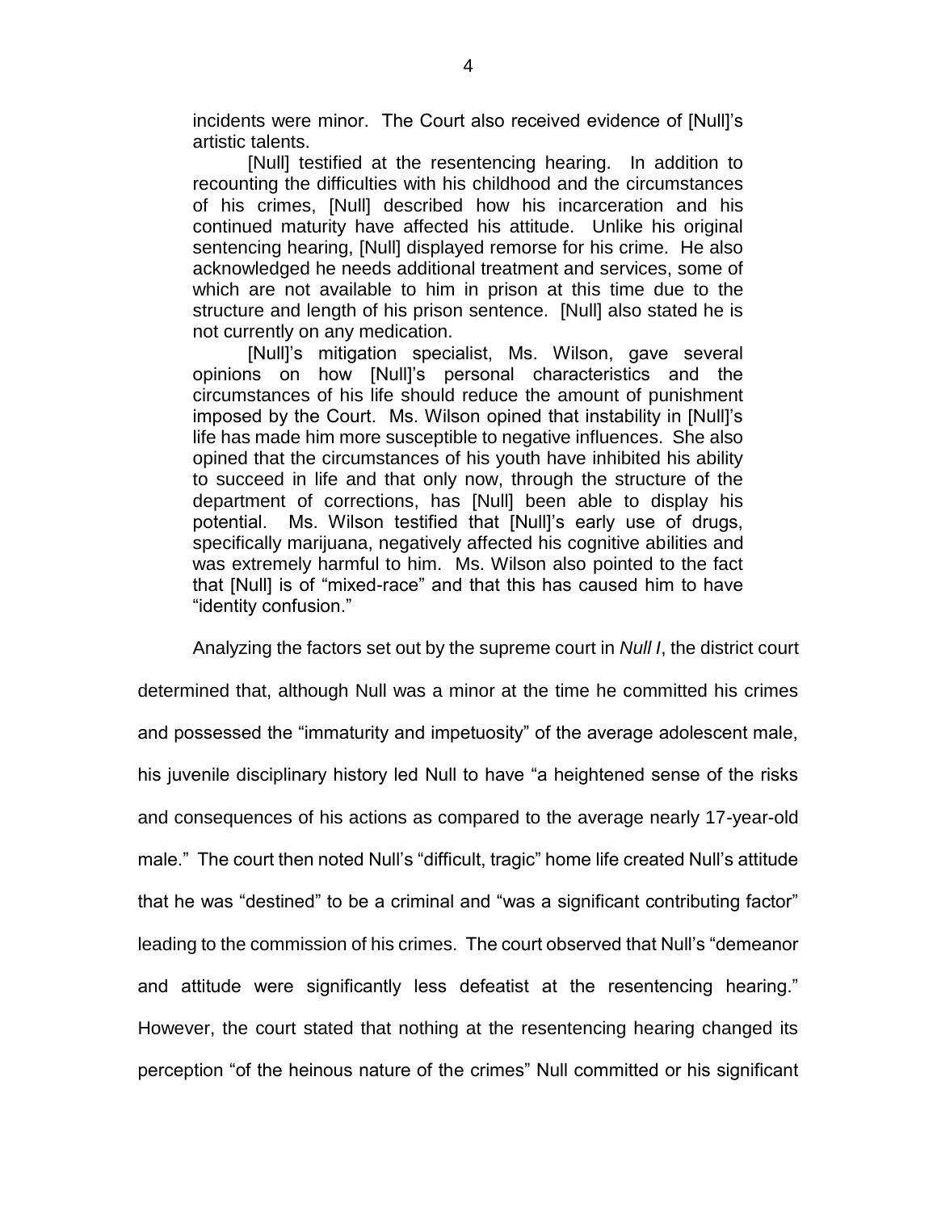incidents were minor. The Court also received evidence of [Null]'s artistic talents.

> [Null] testified at the resentencing hearing. In addition to recounting the difficulties with his childhood and the circumstances of his crimes, [Null] described how his incarceration and his continued maturity have affected his attitude. Unlike his original sentencing hearing, [Null] displayed remorse for his crime. He also acknowledged he needs additional treatment and services, some of which are not available to him in prison at this time due to the structure and length of his prison sentence. [Null] also stated he is not currently on any medication.
>
> [Null]'s mitigation specialist, Ms. Wilson, gave several opinions on how [Null]'s personal characteristics and the circumstances of his life should reduce the amount of punishment imposed by the Court. Ms. Wilson opined that instability in [Null]'s life has made him more susceptible to negative influences. She also opined that the circumstances of his youth have inhibited his ability to succeed in life and that only now, through the structure of the department of corrections, has [Null] been able to display his potential. Ms. Wilson testified that [Null]'s early use of drugs, specifically marijuana, negatively affected his cognitive abilities and was extremely harmful to him. Ms. Wilson also pointed to the fact that [Null] is of "mixed-race" and that this has caused him to have "identity confusion."

Analyzing the factors set out by the supreme court in *Null I*, the district court determined that, although Null was a minor at the time he committed his crimes and possessed the "immaturity and impetuosity" of the average adolescent male, his juvenile disciplinary history led Null to have "a heightened sense of the risks and consequences of his actions as compared to the average nearly 17-year-old male." The court then noted Null's "difficult, tragic" home life created Null's attitude that he was "destined" to be a criminal and "was a significant contributing factor" leading to the commission of his crimes. The court observed that Null's "demeanor and attitude were significantly less defeatist at the resentencing hearing." However, the court stated that nothing at the resentencing hearing changed its perception "of the heinous nature of the crimes" Null committed or his significant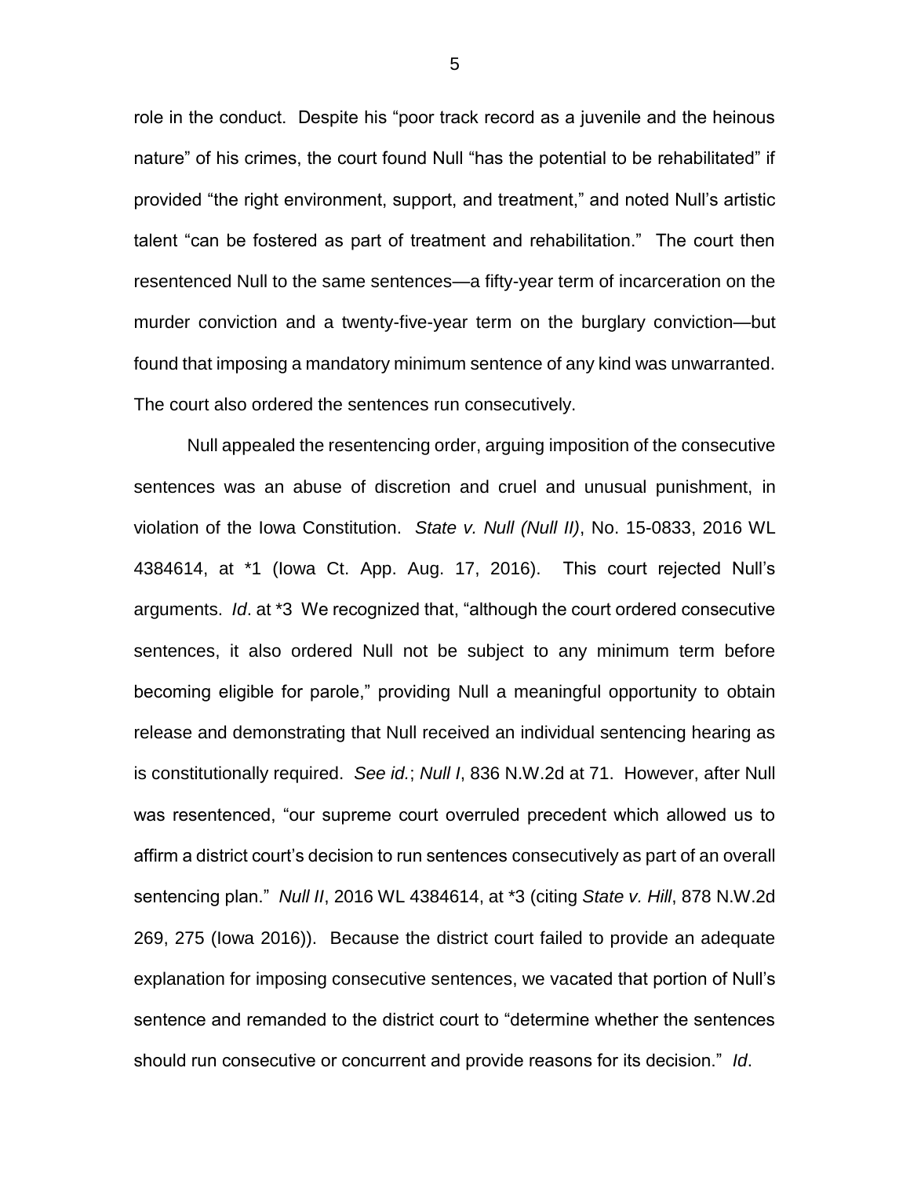role in the conduct. Despite his "poor track record as a juvenile and the heinous nature" of his crimes, the court found Null "has the potential to be rehabilitated" if provided "the right environment, support, and treatment," and noted Null's artistic talent "can be fostered as part of treatment and rehabilitation." The court then resentenced Null to the same sentences—a fifty-year term of incarceration on the murder conviction and a twenty-five-year term on the burglary conviction—but found that imposing a mandatory minimum sentence of any kind was unwarranted. The court also ordered the sentences run consecutively.

Null appealed the resentencing order, arguing imposition of the consecutive sentences was an abuse of discretion and cruel and unusual punishment, in violation of the Iowa Constitution. *State v. Null (Null II)*, No. 15-0833, 2016 WL 4384614, at *1 (Iowa Ct. App. Aug. 17, 2016). This court rejected Null's arguments. *Id*. at *3 We recognized that, "although the court ordered consecutive sentences, it also ordered Null not be subject to any minimum term before becoming eligible for parole," providing Null a meaningful opportunity to obtain release and demonstrating that Null received an individual sentencing hearing as is constitutionally required. *See id.*; *Null I*, 836 N.W.2d at 71. However, after Null was resentenced, "our supreme court overruled precedent which allowed us to affirm a district court's decision to run sentences consecutively as part of an overall sentencing plan." *Null II*, 2016 WL 4384614, at *3 (citing *State v. Hill*, 878 N.W.2d 269, 275 (Iowa 2016)). Because the district court failed to provide an adequate explanation for imposing consecutive sentences, we vacated that portion of Null's sentence and remanded to the district court to "determine whether the sentences should run consecutive or concurrent and provide reasons for its decision." *Id*.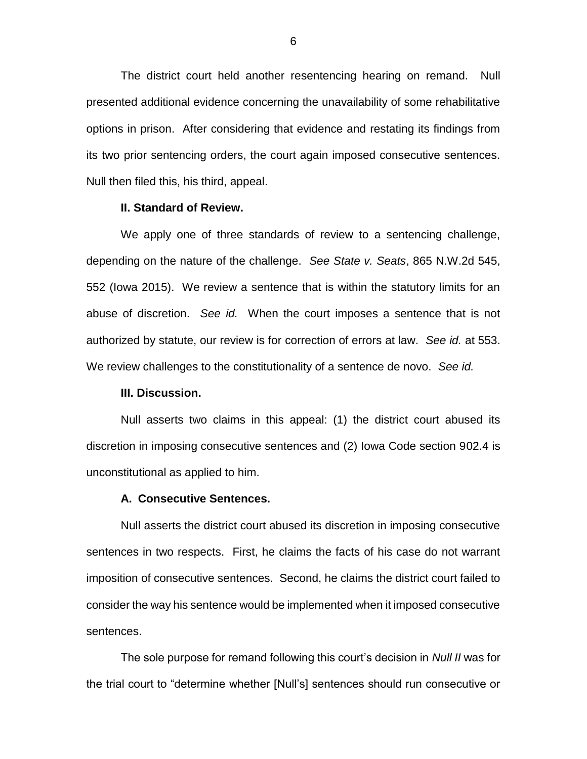The district court held another resentencing hearing on remand. Null presented additional evidence concerning the unavailability of some rehabilitative options in prison. After considering that evidence and restating its findings from its two prior sentencing orders, the court again imposed consecutive sentences. Null then filed this, his third, appeal.

## II. Standard of Review.

We apply one of three standards of review to a sentencing challenge, depending on the nature of the challenge. *See State v. Seats*, 865 N.W.2d 545, 552 (Iowa 2015). We review a sentence that is within the statutory limits for an abuse of discretion. *See id.* When the court imposes a sentence that is not authorized by statute, our review is for correction of errors at law. *See id.* at 553. We review challenges to the constitutionality of a sentence de novo. *See id.*

## III. Discussion.

Null asserts two claims in this appeal: (1) the district court abused its discretion in imposing consecutive sentences and (2) Iowa Code section 902.4 is unconstitutional as applied to him.

### A. Consecutive Sentences.

Null asserts the district court abused its discretion in imposing consecutive sentences in two respects. First, he claims the facts of his case do not warrant imposition of consecutive sentences. Second, he claims the district court failed to consider the way his sentence would be implemented when it imposed consecutive sentences.

The sole purpose for remand following this court's decision in *Null II* was for the trial court to "determine whether [Null's] sentences should run consecutive or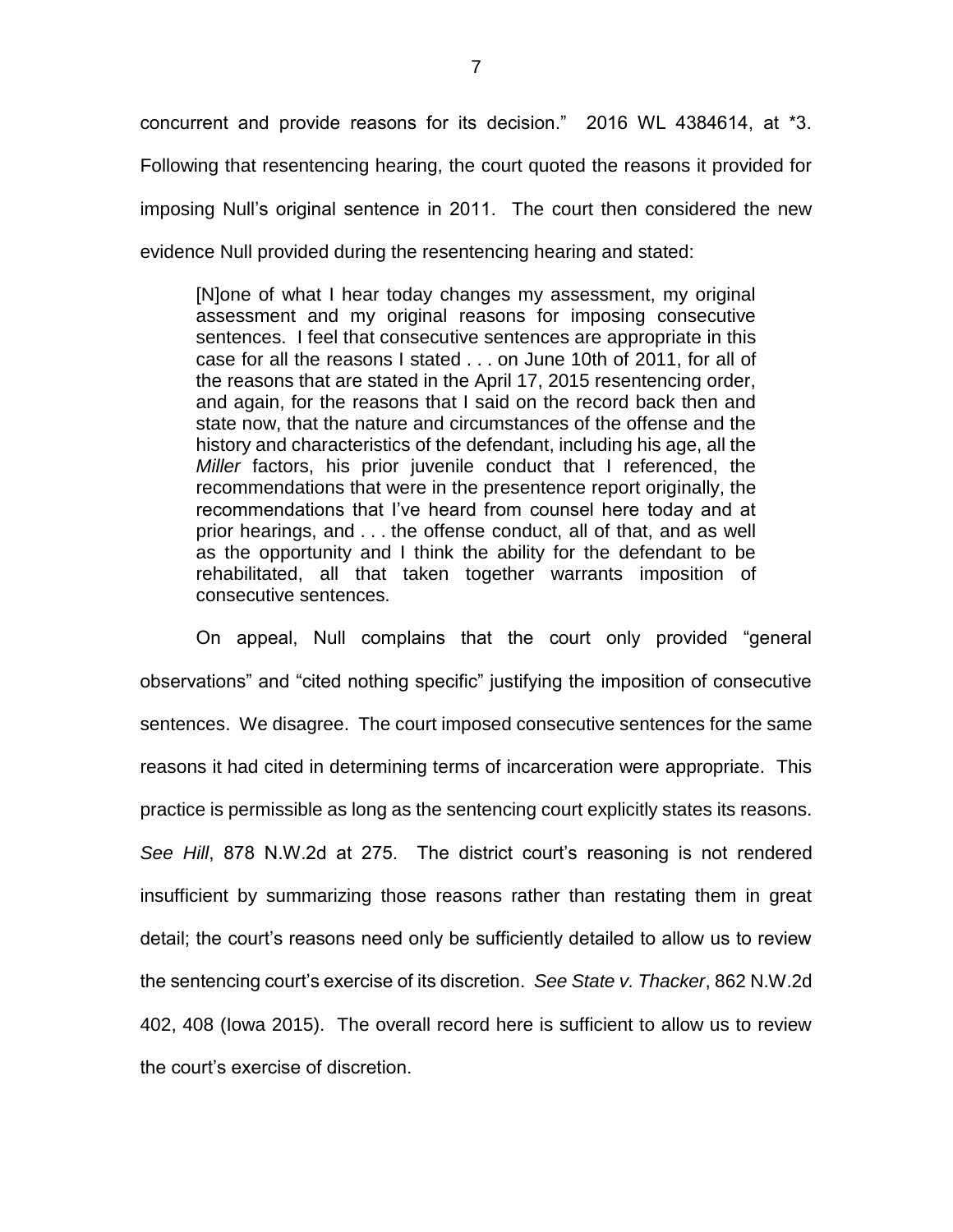concurrent and provide reasons for its decision." 2016 WL 4384614, at *3. Following that resentencing hearing, the court quoted the reasons it provided for imposing Null's original sentence in 2011. The court then considered the new evidence Null provided during the resentencing hearing and stated:

> [N]one of what I hear today changes my assessment, my original assessment and my original reasons for imposing consecutive sentences. I feel that consecutive sentences are appropriate in this case for all the reasons I stated . . . on June 10th of 2011, for all of the reasons that are stated in the April 17, 2015 resentencing order, and again, for the reasons that I said on the record back then and state now, that the nature and circumstances of the offense and the history and characteristics of the defendant, including his age, all the *Miller* factors, his prior juvenile conduct that I referenced, the recommendations that were in the presentence report originally, the recommendations that I've heard from counsel here today and at prior hearings, and . . . the offense conduct, all of that, and as well as the opportunity and I think the ability for the defendant to be rehabilitated, all that taken together warrants imposition of consecutive sentences.

On appeal, Null complains that the court only provided "general observations" and "cited nothing specific" justifying the imposition of consecutive sentences. We disagree. The court imposed consecutive sentences for the same reasons it had cited in determining terms of incarceration were appropriate. This practice is permissible as long as the sentencing court explicitly states its reasons. *See Hill*, 878 N.W.2d at 275. The district court's reasoning is not rendered insufficient by summarizing those reasons rather than restating them in great detail; the court's reasons need only be sufficiently detailed to allow us to review the sentencing court's exercise of its discretion. *See State v. Thacker*, 862 N.W.2d 402, 408 (Iowa 2015). The overall record here is sufficient to allow us to review the court's exercise of discretion.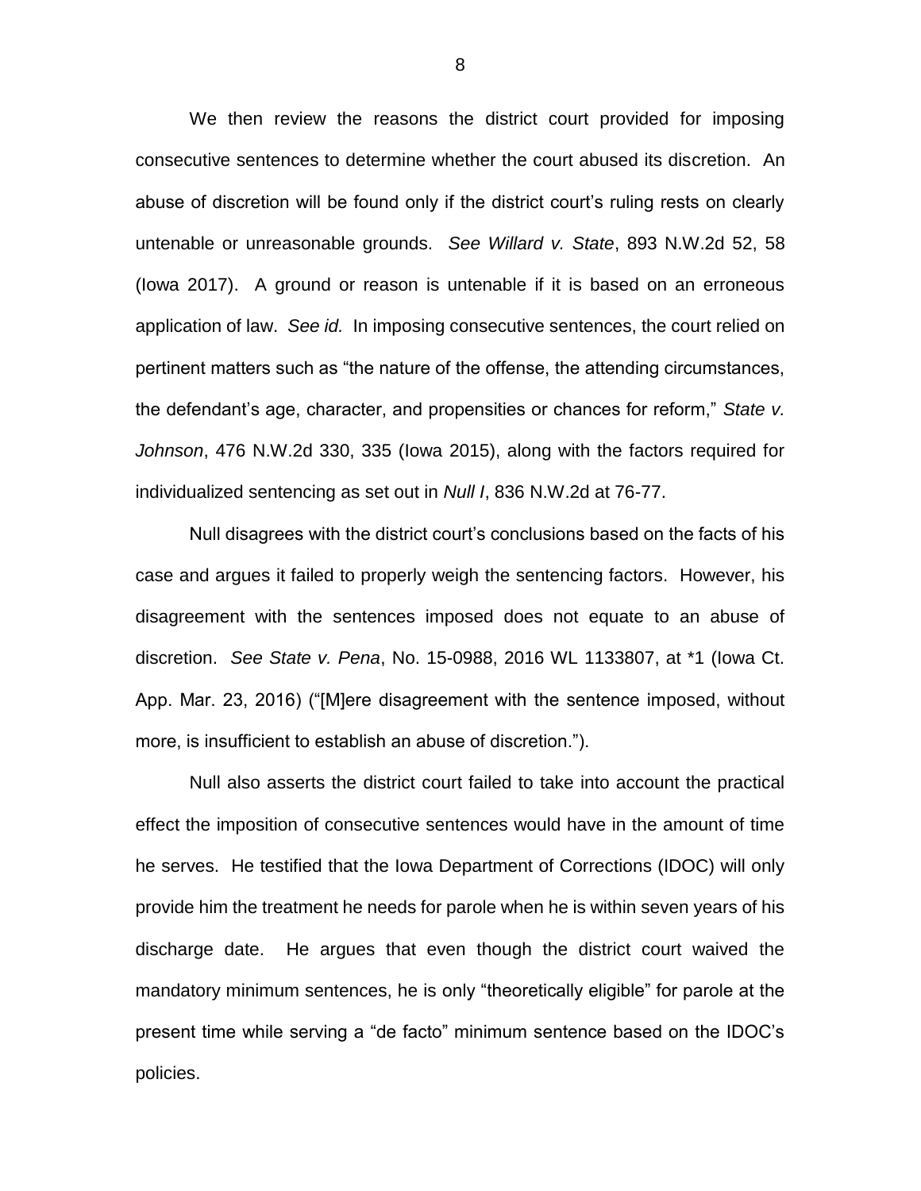We then review the reasons the district court provided for imposing consecutive sentences to determine whether the court abused its discretion. An abuse of discretion will be found only if the district court's ruling rests on clearly untenable or unreasonable grounds. *See Willard v. State*, 893 N.W.2d 52, 58 (Iowa 2017). A ground or reason is untenable if it is based on an erroneous application of law. *See id.* In imposing consecutive sentences, the court relied on pertinent matters such as "the nature of the offense, the attending circumstances, the defendant's age, character, and propensities or chances for reform," *State v. Johnson*, 476 N.W.2d 330, 335 (Iowa 2015), along with the factors required for individualized sentencing as set out in *Null I*, 836 N.W.2d at 76-77.

Null disagrees with the district court's conclusions based on the facts of his case and argues it failed to properly weigh the sentencing factors. However, his disagreement with the sentences imposed does not equate to an abuse of discretion. *See State v. Pena*, No. 15-0988, 2016 WL 1133807, at *1 (Iowa Ct. App. Mar. 23, 2016) ("[M]ere disagreement with the sentence imposed, without more, is insufficient to establish an abuse of discretion.").

Null also asserts the district court failed to take into account the practical effect the imposition of consecutive sentences would have in the amount of time he serves. He testified that the Iowa Department of Corrections (IDOC) will only provide him the treatment he needs for parole when he is within seven years of his discharge date. He argues that even though the district court waived the mandatory minimum sentences, he is only "theoretically eligible" for parole at the present time while serving a "de facto" minimum sentence based on the IDOC's policies.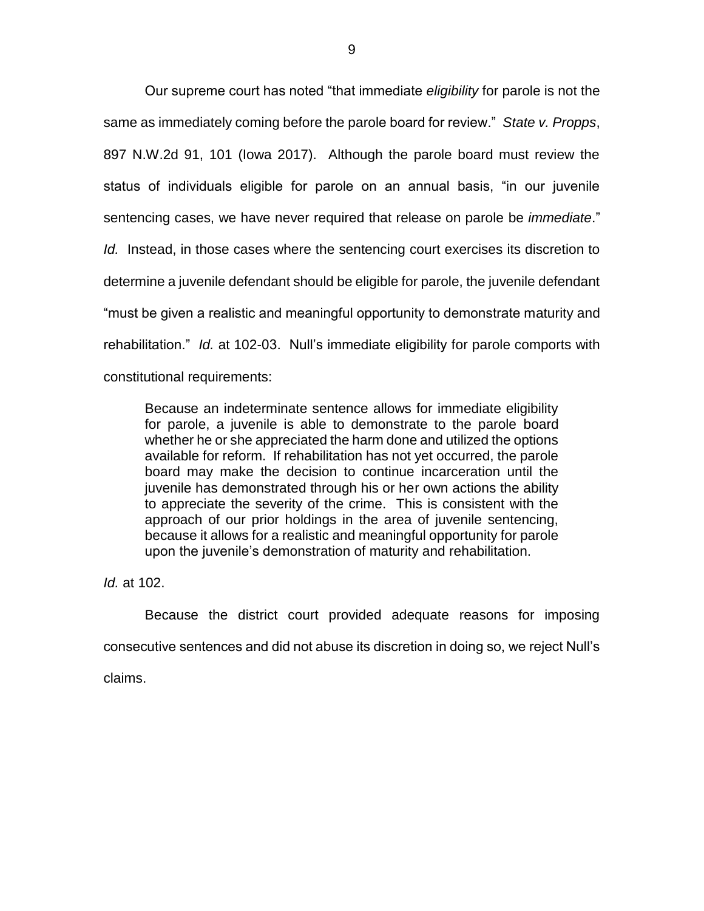Our supreme court has noted "that immediate *eligibility* for parole is not the same as immediately coming before the parole board for review." *State v. Propps*, 897 N.W.2d 91, 101 (Iowa 2017). Although the parole board must review the status of individuals eligible for parole on an annual basis, "in our juvenile sentencing cases, we have never required that release on parole be *immediate*." *Id.* Instead, in those cases where the sentencing court exercises its discretion to determine a juvenile defendant should be eligible for parole, the juvenile defendant "must be given a realistic and meaningful opportunity to demonstrate maturity and rehabilitation." *Id.* at 102-03. Null's immediate eligibility for parole comports with constitutional requirements:

> Because an indeterminate sentence allows for immediate eligibility for parole, a juvenile is able to demonstrate to the parole board whether he or she appreciated the harm done and utilized the options available for reform. If rehabilitation has not yet occurred, the parole board may make the decision to continue incarceration until the juvenile has demonstrated through his or her own actions the ability to appreciate the severity of the crime. This is consistent with the approach of our prior holdings in the area of juvenile sentencing, because it allows for a realistic and meaningful opportunity for parole upon the juvenile's demonstration of maturity and rehabilitation.

*Id.* at 102.

Because the district court provided adequate reasons for imposing consecutive sentences and did not abuse its discretion in doing so, we reject Null's claims.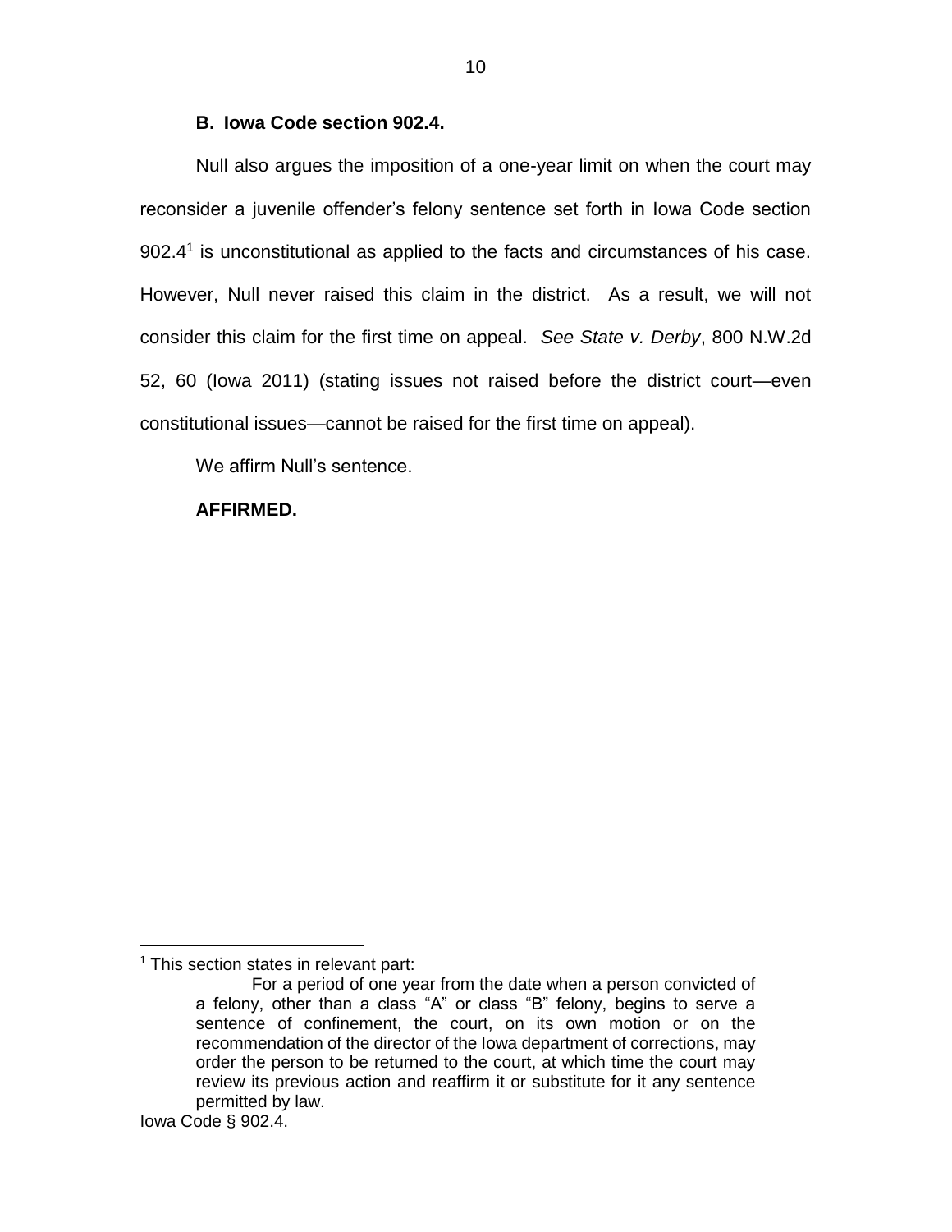### B. Iowa Code section 902.4.

Null also argues the imposition of a one-year limit on when the court may reconsider a juvenile offender's felony sentence set forth in Iowa Code section 902.4[1] is unconstitutional as applied to the facts and circumstances of his case. However, Null never raised this claim in the district. As a result, we will not consider this claim for the first time on appeal. *See State v. Derby*, 800 N.W.2d 52, 60 (Iowa 2011) (stating issues not raised before the district court—even constitutional issues—cannot be raised for the first time on appeal).

We affirm Null's sentence.

**AFFIRMED.**

---

[1] This section states in relevant part:

> For a period of one year from the date when a person convicted of a felony, other than a class "A" or class "B" felony, begins to serve a sentence of confinement, the court, on its own motion or on the recommendation of the director of the Iowa department of corrections, may order the person to be returned to the court, at which time the court may review its previous action and reaffirm it or substitute for it any sentence permitted by law.

Iowa Code § 902.4.